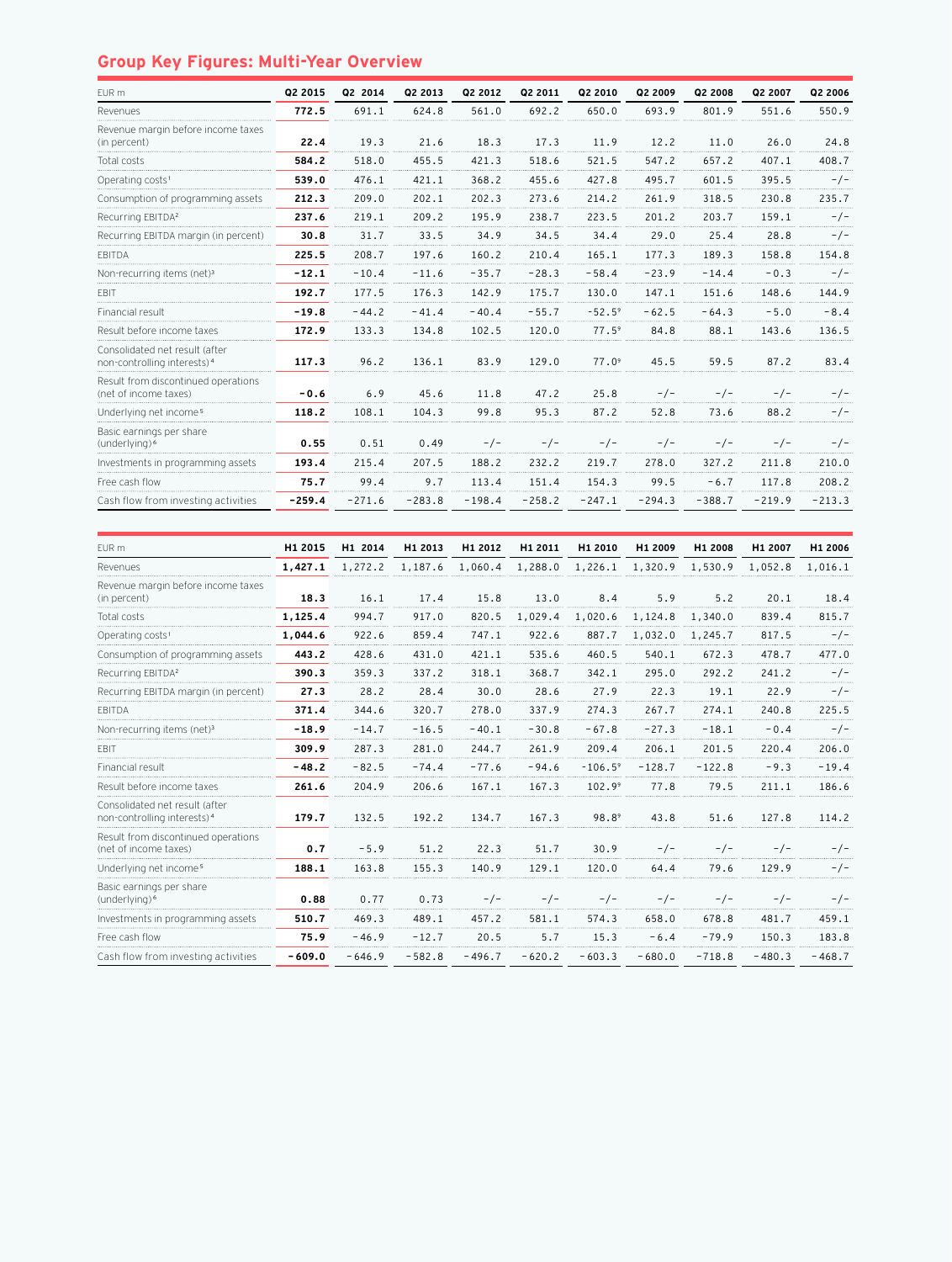## Group Key Figures: Multi-Year Overview

| EUR m | Q2 2015 | Q2 2014 | Q2 2013 | Q2 2012 | Q2 2011 | Q2 2010 | Q2 2009 | Q2 2008 | Q2 2007 | Q2 2006 |
|---|---|---|---|---|---|---|---|---|---|---|
| Revenues | **772.5** | 691.1 | 624.8 | 561.0 | 692.2 | 650.0 | 693.9 | 801.9 | 551.6 | 550.9 |
| Revenue margin before income taxes (in percent) | **22.4** | 19.3 | 21.6 | 18.3 | 17.3 | 11.9 | 12.2 | 11.0 | 26.0 | 24.8 |
| Total costs | **584.2** | 518.0 | 455.5 | 421.3 | 518.6 | 521.5 | 547.2 | 657.2 | 407.1 | 408.7 |
| Operating costs[1] | **539.0** | 476.1 | 421.1 | 368.2 | 455.6 | 427.8 | 495.7 | 601.5 | 395.5 | -/- |
| Consumption of programming assets | **212.3** | 209.0 | 202.1 | 202.3 | 273.6 | 214.2 | 261.9 | 318.5 | 230.8 | 235.7 |
| Recurring EBITDA[2] | **237.6** | 219.1 | 209.2 | 195.9 | 238.7 | 223.5 | 201.2 | 203.7 | 159.1 | -/- |
| Recurring EBITDA margin (in percent) | **30.8** | 31.7 | 33.5 | 34.9 | 34.5 | 34.4 | 29.0 | 25.4 | 28.8 | -/- |
| EBITDA | **225.5** | 208.7 | 197.6 | 160.2 | 210.4 | 165.1 | 177.3 | 189.3 | 158.8 | 154.8 |
| Non-recurring items (net)[3] | **-12.1** | -10.4 | -11.6 | -35.7 | -28.3 | -58.4 | -23.9 | -14.4 | -0.3 | -/- |
| EBIT | **192.7** | 177.5 | 176.3 | 142.9 | 175.7 | 130.0 | 147.1 | 151.6 | 148.6 | 144.9 |
| Financial result | **-19.8** | -44.2 | -41.4 | -40.4 | -55.7 | -52.5[9] | -62.5 | -64.3 | -5.0 | -8.4 |
| Result before income taxes | **172.9** | 133.3 | 134.8 | 102.5 | 120.0 | 77.5[9] | 84.8 | 88.1 | 143.6 | 136.5 |
| Consolidated net result (after non-controlling interests)[4] | **117.3** | 96.2 | 136.1 | 83.9 | 129.0 | 77.0[9] | 45.5 | 59.5 | 87.2 | 83.4 |
| Result from discontinued operations (net of income taxes) | **-0.6** | 6.9 | 45.6 | 11.8 | 47.2 | 25.8 | -/- | -/- | -/- | -/- |
| Underlying net income[5] | **118.2** | 108.1 | 104.3 | 99.8 | 95.3 | 87.2 | 52.8 | 73.6 | 88.2 | -/- |
| Basic earnings per share (underlying)[6] | **0.55** | 0.51 | 0.49 | -/- | -/- | -/- | -/- | -/- | -/- | -/- |
| Investments in programming assets | **193.4** | 215.4 | 207.5 | 188.2 | 232.2 | 219.7 | 278.0 | 327.2 | 211.8 | 210.0 |
| Free cash flow | **75.7** | 99.4 | 9.7 | 113.4 | 151.4 | 154.3 | 99.5 | -6.7 | 117.8 | 208.2 |
| Cash flow from investing activities | **-259.4** | -271.6 | -283.8 | -198.4 | -258.2 | -247.1 | -294.3 | -388.7 | -219.9 | -213.3 |

| EUR m | H1 2015 | H1 2014 | H1 2013 | H1 2012 | H1 2011 | H1 2010 | H1 2009 | H1 2008 | H1 2007 | H1 2006 |
|---|---|---|---|---|---|---|---|---|---|---|
| Revenues | **1,427.1** | 1,272.2 | 1,187.6 | 1,060.4 | 1,288.0 | 1,226.1 | 1,320.9 | 1,530.9 | 1,052.8 | 1,016.1 |
| Revenue margin before income taxes (in percent) | **18.3** | 16.1 | 17.4 | 15.8 | 13.0 | 8.4 | 5.9 | 5.2 | 20.1 | 18.4 |
| Total costs | **1,125.4** | 994.7 | 917.0 | 820.5 | 1,029.4 | 1,020.6 | 1,124.8 | 1,340.0 | 839.4 | 815.7 |
| Operating costs[1] | **1,044.6** | 922.6 | 859.4 | 747.1 | 922.6 | 887.7 | 1,032.0 | 1,245.7 | 817.5 | -/- |
| Consumption of programming assets | **443.2** | 428.6 | 431.0 | 421.1 | 535.6 | 460.5 | 540.1 | 672.3 | 478.7 | 477.0 |
| Recurring EBITDA[2] | **390.3** | 359.3 | 337.2 | 318.1 | 368.7 | 342.1 | 295.0 | 292.2 | 241.2 | -/- |
| Recurring EBITDA margin (in percent) | **27.3** | 28.2 | 28.4 | 30.0 | 28.6 | 27.9 | 22.3 | 19.1 | 22.9 | -/- |
| EBITDA | **371.4** | 344.6 | 320.7 | 278.0 | 337.9 | 274.3 | 267.7 | 274.1 | 240.8 | 225.5 |
| Non-recurring items (net)[3] | **-18.9** | -14.7 | -16.5 | -40.1 | -30.8 | -67.8 | -27.3 | -18.1 | -0.4 | -/- |
| EBIT | **309.9** | 287.3 | 281.0 | 244.7 | 261.9 | 209.4 | 206.1 | 201.5 | 220.4 | 206.0 |
| Financial result | **-48.2** | -82.5 | -74.4 | -77.6 | -94.6 | -106.5[9] | -128.7 | -122.8 | -9.3 | -19.4 |
| Result before income taxes | **261.6** | 204.9 | 206.6 | 167.1 | 167.3 | 102.9[9] | 77.8 | 79.5 | 211.1 | 186.6 |
| Consolidated net result (after non-controlling interests)[4] | **179.7** | 132.5 | 192.2 | 134.7 | 167.3 | 98.8[9] | 43.8 | 51.6 | 127.8 | 114.2 |
| Result from discontinued operations (net of income taxes) | **0.7** | -5.9 | 51.2 | 22.3 | 51.7 | 30.9 | -/- | -/- | -/- | -/- |
| Underlying net income[5] | **188.1** | 163.8 | 155.3 | 140.9 | 129.1 | 120.0 | 64.4 | 79.6 | 129.9 | -/- |
| Basic earnings per share (underlying)[6] | **0.88** | 0.77 | 0.73 | -/- | -/- | -/- | -/- | -/- | -/- | -/- |
| Investments in programming assets | **510.7** | 469.3 | 489.1 | 457.2 | 581.1 | 574.3 | 658.0 | 678.8 | 481.7 | 459.1 |
| Free cash flow | **75.9** | -46.9 | -12.7 | 20.5 | 5.7 | 15.3 | -6.4 | -79.9 | 150.3 | 183.8 |
| Cash flow from investing activities | **-609.0** | -646.9 | -582.8 | -496.7 | -620.2 | -603.3 | -680.0 | -718.8 | -480.3 | -468.7 |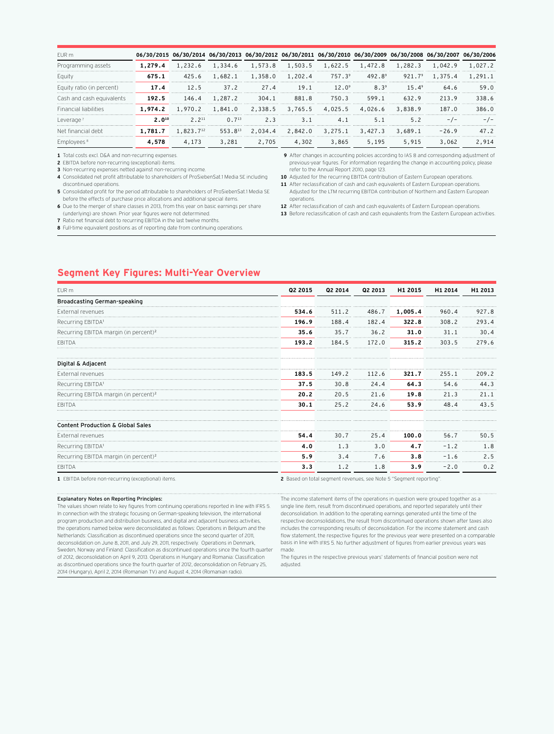| EUR m | 06/30/2015 | 06/30/2014 | 06/30/2013 | 06/30/2012 | 06/30/2011 | 06/30/2010 | 06/30/2009 | 06/30/2008 | 06/30/2007 | 06/30/2006 |
|---|---|---|---|---|---|---|---|---|---|---|
| Programming assets | **1,279.4** | 1,232.6 | 1,334.6 | 1,573.8 | 1,503.5 | 1,622.5 | 1,472.8 | 1,282.3 | 1,042.9 | 1,027.2 |
| Equity | **675.1** | 425.6 | 1,682.1 | 1,358.0 | 1,202.4 | 757.3[9] | 492.8[9] | 921.7[9] | 1,375.4 | 1,291.1 |
| Equity ratio (in percent) | **17.4** | 12.5 | 37.2 | 27.4 | 19.1 | 12.0[9] | 8.3[9] | 15.4[9] | 64.6 | 59.0 |
| Cash and cash equivalents | **192.5** | 146.4 | 1,287.2 | 304.1 | 881.8 | 750.3 | 599.1 | 632.9 | 213.9 | 338.6 |
| Financial liabilities | **1,974.2** | 1,970.2 | 1,841.0 | 2,338.5 | 3,765.5 | 4,025.5 | 4,026.6 | 3,838.9 | 187.0 | 386.0 |
| Leverage[7] | **2.0[10]** | 2.2[11] | 0.7[13] | 2.3 | 3.1 | 4.1 | 5.1 | 5.2 | -/- | -/- |
| Net financial debt | **1,781.7** | 1,823.7[12] | 553.8[13] | 2,034.4 | 2,842.0 | 3,275.1 | 3,427.3 | 3,689.1 | -26.9 | 47.2 |
| Employees[8] | **4,578** | 4,173 | 3,281 | 2,705 | 4,302 | 3,865 | 5,195 | 5,915 | 3,062 | 2,914 |

**1** Total costs excl. D&A and non-recurring expenses.
**2** EBITDA before non-recurring (exceptional) items.
**3** Non-recurring expenses netted against non-recurring income.
**4** Consolidated net profit attributable to shareholders of ProSiebenSat.1 Media SE including discontinued operations.
**5** Consolidated profit for the period attributable to shareholders of ProSiebenSat.1 Media SE before the effects of purchase price allocations and additional special items.
**6** Due to the merger of share classes in 2013, from this year on basic earnings per share (underlying) are shown. Prior year figures were not determined.
**7** Ratio net financial debt to recurring EBITDA in the last twelve months.
**8** Full-time equivalent positions as of reporting date from continuing operations.
**9** After changes in accounting policies according to IAS 8 and corresponding adjustment of previous-year figures. For information regarding the change in accounting policy, please refer to the Annual Report 2010, page 123.
**10** Adjusted for the recurring EBITDA contribution of Eastern European operations.
**11** After reclassification of cash and cash equivalents of Eastern European operations. Adjusted for the LTM recurring EBITDA contribution of Northern and Eastern European operations.
**12** After reclassification of cash and cash equivalents of Eastern European operations.
**13** Before reclassification of cash and cash equivalents from the Eastern European activities.

## Segment Key Figures: Multi-Year Overview

| EUR m | Q2 2015 | Q2 2014 | Q2 2013 | H1 2015 | H1 2014 | H1 2013 |
|---|---|---|---|---|---|---|
| **Broadcasting German-speaking** | | | | | | |
| External revenues | **534.6** | 511.2 | 486.7 | **1,005.4** | 960.4 | 927.8 |
| Recurring EBITDA[1] | **196.9** | 188.4 | 182.4 | **322.8** | 308.2 | 293.4 |
| Recurring EBITDA margin (in percent)[2] | **35.6** | 35.7 | 36.2 | **31.0** | 31.1 | 30.4 |
| EBITDA | **193.2** | 184.5 | 172.0 | **315.2** | 303.5 | 279.6 |
| **Digital & Adjacent** | | | | | | |
| External revenues | **183.5** | 149.2 | 112.6 | **321.7** | 255.1 | 209.2 |
| Recurring EBITDA[1] | **37.5** | 30.8 | 24.4 | **64.3** | 54.6 | 44.3 |
| Recurring EBITDA margin (in percent)[2] | **20.2** | 20.5 | 21.6 | **19.8** | 21.3 | 21.1 |
| EBITDA | **30.1** | 25.2 | 24.6 | **53.9** | 48.4 | 43.5 |
| **Content Production & Global Sales** | | | | | | |
| External revenues | **54.4** | 30.7 | 25.4 | **100.0** | 56.7 | 50.5 |
| Recurring EBITDA[1] | **4.0** | 1.3 | 3.0 | **4.7** | -1.2 | 1.8 |
| Recurring EBITDA margin (in percent)[2] | **5.9** | 3.4 | 7.6 | **3.8** | -1.6 | 2.5 |
| EBITDA | **3.3** | 1.2 | 1.8 | **3.9** | -2.0 | 0.2 |

**1** EBITDA before non-recurring (exceptional) items.
**2** Based on total segment revenues, see Note 5 "Segment reporting".

**Explanatory Notes on Reporting Principles:**
The values shown relate to key figures from continuing operations reported in line with IFRS 5. In connection with the strategic focusing on German-speaking television, the international program production and distribution business, and digital and adjacent business activities, the operations named below were deconsolidated as follows: Operations in Belgium and the Netherlands: Classification as discontinued operations since the second quarter of 2011, deconsolidation on June 8, 2011, and July 29, 2011, respectively. Operations in Denmark, Sweden, Norway and Finland: Classification as discontinued operations since the fourth quarter of 2012, deconsolidation on April 9, 2013. Operations in Hungary and Romania: Classification as discontinued operations since the fourth quarter of 2012, deconsolidation on February 25, 2014 (Hungary), April 2, 2014 (Romanian TV) and August 4, 2014 (Romanian radio).

The income statement items of the operations in question were grouped together as a single line item, result from discontinued operations, and reported separately until their deconsolidation. In addition to the operating earnings generated until the time of the respective deconsolidations, the result from discontinued operations shown after taxes also includes the corresponding results of deconsolidation. For the income statement and cash flow statement, the respective figures for the previous year were presented on a comparable basis in line with IFRS 5. No further adjustment of figures from earlier previous years was made.

The figures in the respective previous years' statements of financial position were not adjusted.